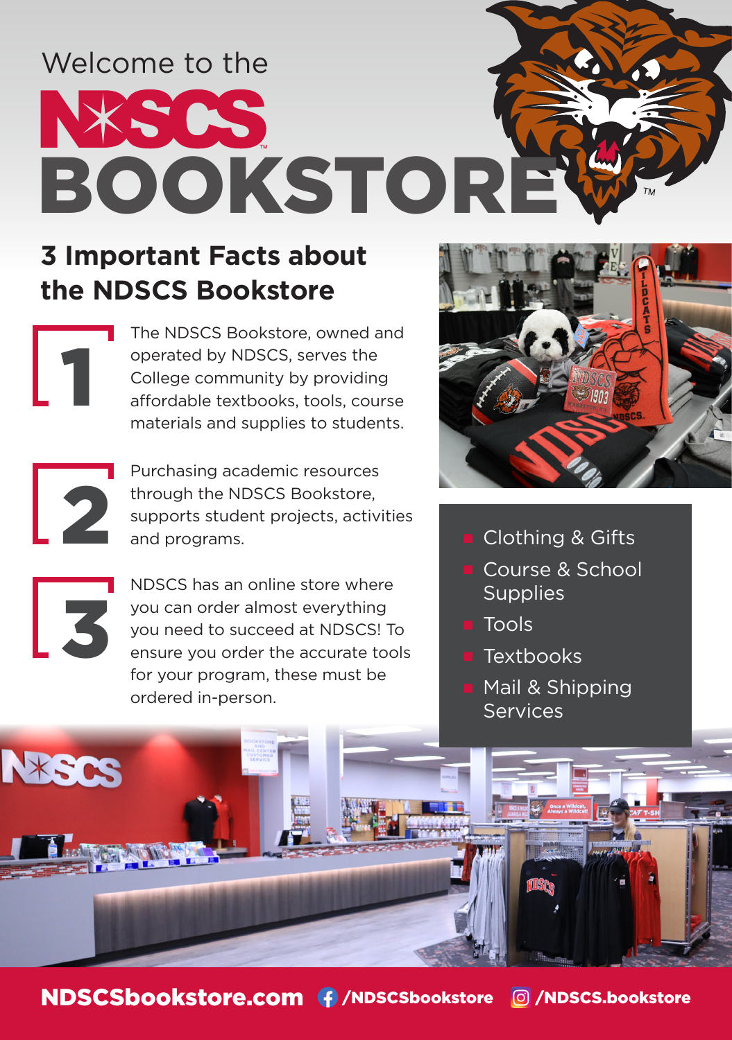Welcome to the

# NDSCS BOOKSTORE

## 3 Important Facts about the NDSCS Bookstore

**1** The NDSCS Bookstore, owned and operated by NDSCS, serves the College community by providing affordable textbooks, tools, course materials and supplies to students.

**2** Purchasing academic resources through the NDSCS Bookstore, supports student projects, activities and programs.

**3** NDSCS has an online store where you can order almost everything you need to succeed at NDSCS! To ensure you order the accurate tools for your program, these must be ordered in-person.

- Clothing & Gifts
- Course & School Supplies
- Tools
- Textbooks
- Mail & Shipping Services

**NDSCSbookstore.com** /NDSCSbookstore /NDSCS.bookstore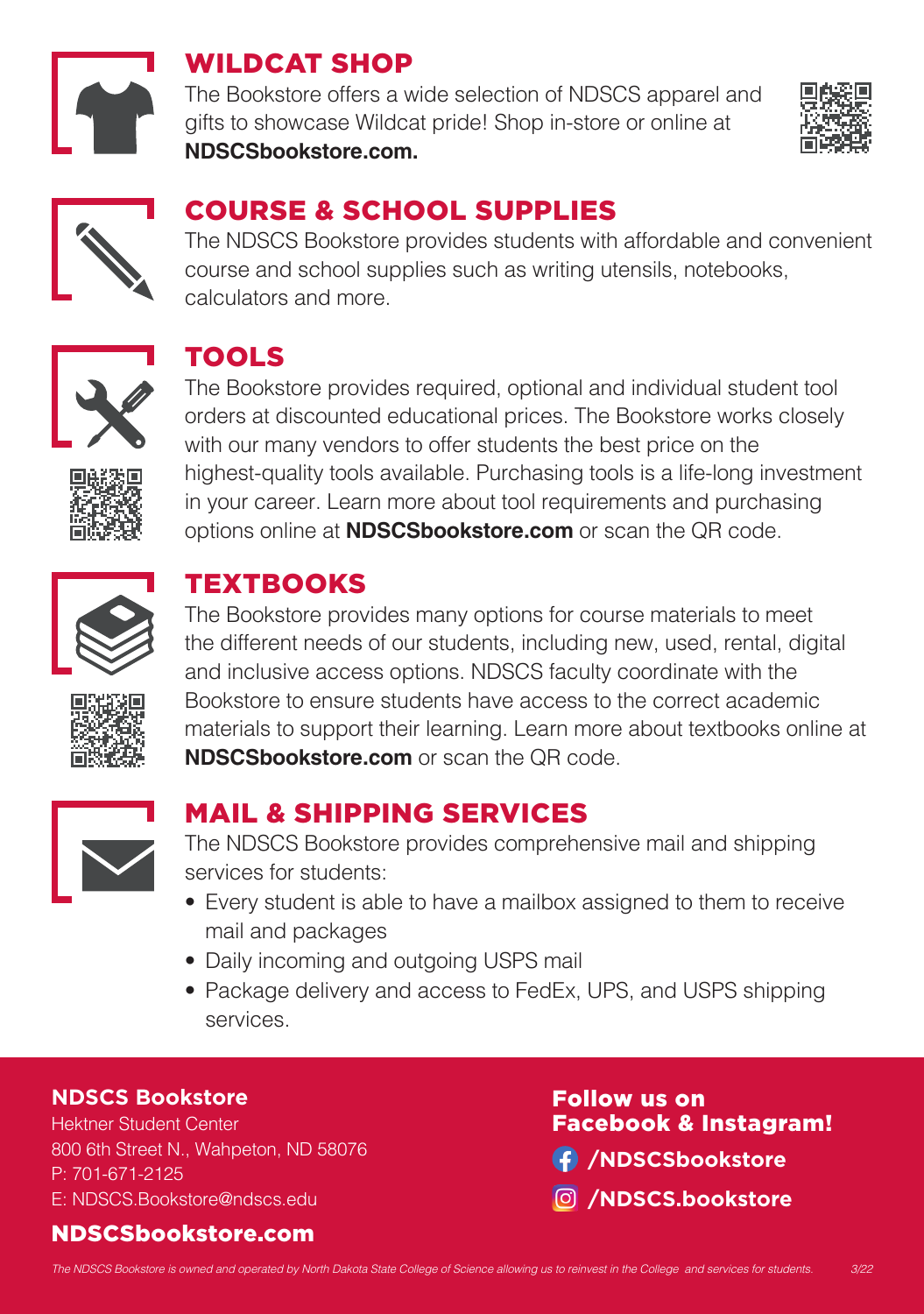## WILDCAT SHOP

The Bookstore offers a wide selection of NDSCS apparel and gifts to showcase Wildcat pride! Shop in-store or online at **NDSCSbookstore.com.**

## COURSE & SCHOOL SUPPLIES

The NDSCS Bookstore provides students with affordable and convenient course and school supplies such as writing utensils, notebooks, calculators and more.

## TOOLS

The Bookstore provides required, optional and individual student tool orders at discounted educational prices. The Bookstore works closely with our many vendors to offer students the best price on the highest-quality tools available. Purchasing tools is a life-long investment in your career. Learn more about tool requirements and purchasing options online at **NDSCSbookstore.com** or scan the QR code.

## TEXTBOOKS

The Bookstore provides many options for course materials to meet the different needs of our students, including new, used, rental, digital and inclusive access options. NDSCS faculty coordinate with the Bookstore to ensure students have access to the correct academic materials to support their learning. Learn more about textbooks online at **NDSCSbookstore.com** or scan the QR code.

## MAIL & SHIPPING SERVICES

The NDSCS Bookstore provides comprehensive mail and shipping services for students:

- Every student is able to have a mailbox assigned to them to receive mail and packages
- Daily incoming and outgoing USPS mail
- Package delivery and access to FedEx, UPS, and USPS shipping services.

### NDSCS Bookstore

Hektner Student Center
800 6th Street N., Wahpeton, ND 58076
P: 701-671-2125
E: NDSCS.Bookstore@ndscs.edu

**NDSCSbookstore.com**

### Follow us on Facebook & Instagram!

/NDSCSbookstore

/NDSCS.bookstore

*The NDSCS Bookstore is owned and operated by North Dakota State College of Science allowing us to reinvest in the College and services for students.* 3/22